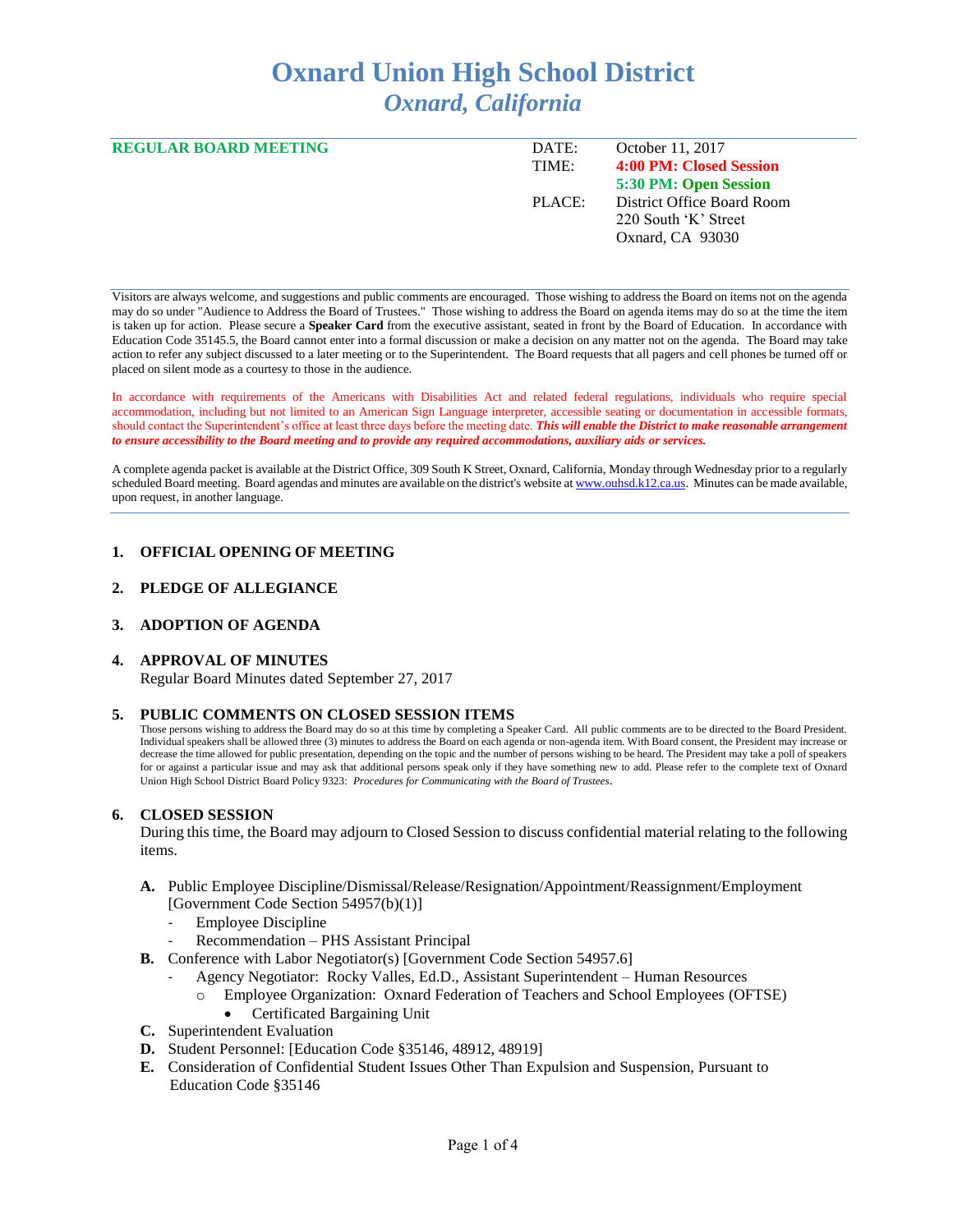# Oxnard Union High School District
## *Oxnard, California*

**REGULAR BOARD MEETING**

| | |
|---|---|
| DATE: | October 11, 2017 |
| TIME: | **4:00 PM: Closed Session** |
| | **5:30 PM: Open Session** |
| PLACE: | District Office Board Room |
| | 220 South 'K' Street |
| | Oxnard, CA 93030 |

Visitors are always welcome, and suggestions and public comments are encouraged. Those wishing to address the Board on items not on the agenda may do so under "Audience to Address the Board of Trustees." Those wishing to address the Board on agenda items may do so at the time the item is taken up for action. Please secure a **Speaker Card** from the executive assistant, seated in front by the Board of Education. In accordance with Education Code 35145.5, the Board cannot enter into a formal discussion or make a decision on any matter not on the agenda. The Board may take action to refer any subject discussed to a later meeting or to the Superintendent. The Board requests that all pagers and cell phones be turned off or placed on silent mode as a courtesy to those in the audience.

In accordance with requirements of the Americans with Disabilities Act and related federal regulations, individuals who require special accommodation, including but not limited to an American Sign Language interpreter, accessible seating or documentation in accessible formats, should contact the Superintendent's office at least three days before the meeting date. ***This will enable the District to make reasonable arrangement to ensure accessibility to the Board meeting and to provide any required accommodations, auxiliary aids or services.***

A complete agenda packet is available at the District Office, 309 South K Street, Oxnard, California, Monday through Wednesday prior to a regularly scheduled Board meeting. Board agendas and minutes are available on the district's website at www.ouhsd.k12.ca.us. Minutes can be made available, upon request, in another language.

### 1. OFFICIAL OPENING OF MEETING

### 2. PLEDGE OF ALLEGIANCE

### 3. ADOPTION OF AGENDA

### 4. APPROVAL OF MINUTES

Regular Board Minutes dated September 27, 2017

### 5. PUBLIC COMMENTS ON CLOSED SESSION ITEMS

Those persons wishing to address the Board may do so at this time by completing a Speaker Card. All public comments are to be directed to the Board President. Individual speakers shall be allowed three (3) minutes to address the Board on each agenda or non-agenda item. With Board consent, the President may increase or decrease the time allowed for public presentation, depending on the topic and the number of persons wishing to be heard. The President may take a poll of speakers for or against a particular issue and may ask that additional persons speak only if they have something new to add. Please refer to the complete text of Oxnard Union High School District Board Policy 9323: *Procedures for Communicating with the Board of Trustees*.

### 6. CLOSED SESSION

During this time, the Board may adjourn to Closed Session to discuss confidential material relating to the following items.

- **A.** Public Employee Discipline/Dismissal/Release/Resignation/Appointment/Reassignment/Employment [Government Code Section 54957(b)(1)]
  - Employee Discipline
  - Recommendation – PHS Assistant Principal
- **B.** Conference with Labor Negotiator(s) [Government Code Section 54957.6]
  - Agency Negotiator: Rocky Valles, Ed.D., Assistant Superintendent – Human Resources
    - Employee Organization: Oxnard Federation of Teachers and School Employees (OFTSE)
      - Certificated Bargaining Unit
- **C.** Superintendent Evaluation
- **D.** Student Personnel: [Education Code §35146, 48912, 48919]
- **E.** Consideration of Confidential Student Issues Other Than Expulsion and Suspension, Pursuant to Education Code §35146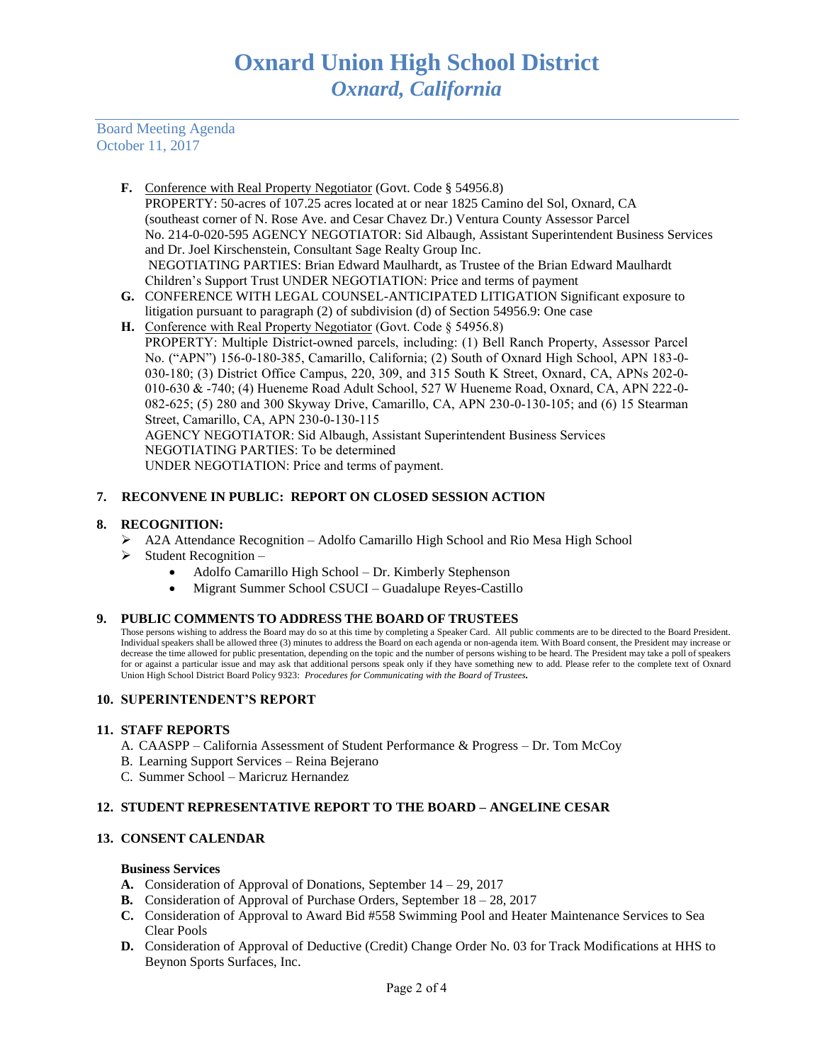- **F.** Conference with Real Property Negotiator (Govt. Code § 54956.8)
  PROPERTY: 50-acres of 107.25 acres located at or near 1825 Camino del Sol, Oxnard, CA (southeast corner of N. Rose Ave. and Cesar Chavez Dr.) Ventura County Assessor Parcel No. 214-0-020-595 AGENCY NEGOTIATOR: Sid Albaugh, Assistant Superintendent Business Services and Dr. Joel Kirschenstein, Consultant Sage Realty Group Inc.
  NEGOTIATING PARTIES: Brian Edward Maulhardt, as Trustee of the Brian Edward Maulhardt Children's Support Trust UNDER NEGOTIATION: Price and terms of payment
- **G.** CONFERENCE WITH LEGAL COUNSEL-ANTICIPATED LITIGATION Significant exposure to litigation pursuant to paragraph (2) of subdivision (d) of Section 54956.9: One case
- **H.** Conference with Real Property Negotiator (Govt. Code § 54956.8)
  PROPERTY: Multiple District-owned parcels, including: (1) Bell Ranch Property, Assessor Parcel No. ("APN") 156-0-180-385, Camarillo, California; (2) South of Oxnard High School, APN 183-0-030-180; (3) District Office Campus, 220, 309, and 315 South K Street, Oxnard, CA, APNs 202-0-010-630 & -740; (4) Hueneme Road Adult School, 527 W Hueneme Road, Oxnard, CA, APN 222-0-082-625; (5) 280 and 300 Skyway Drive, Camarillo, CA, APN 230-0-130-105; and (6) 15 Stearman Street, Camarillo, CA, APN 230-0-130-115
  AGENCY NEGOTIATOR: Sid Albaugh, Assistant Superintendent Business Services
  NEGOTIATING PARTIES: To be determined
  UNDER NEGOTIATION: Price and terms of payment.

## 7. RECONVENE IN PUBLIC: REPORT ON CLOSED SESSION ACTION

## 8. RECOGNITION:

- A2A Attendance Recognition – Adolfo Camarillo High School and Rio Mesa High School
- Student Recognition –
  - Adolfo Camarillo High School – Dr. Kimberly Stephenson
  - Migrant Summer School CSUCI – Guadalupe Reyes-Castillo

## 9. PUBLIC COMMENTS TO ADDRESS THE BOARD OF TRUSTEES

Those persons wishing to address the Board may do so at this time by completing a Speaker Card. All public comments are to be directed to the Board President. Individual speakers shall be allowed three (3) minutes to address the Board on each agenda or non-agenda item. With Board consent, the President may increase or decrease the time allowed for public presentation, depending on the topic and the number of persons wishing to be heard. The President may take a poll of speakers for or against a particular issue and may ask that additional persons speak only if they have something new to add. Please refer to the complete text of Oxnard Union High School District Board Policy 9323: ***Procedures for Communicating with the Board of Trustees.***

## 10. SUPERINTENDENT'S REPORT

## 11. STAFF REPORTS

A. CAASPP – California Assessment of Student Performance & Progress – Dr. Tom McCoy
B. Learning Support Services – Reina Bejerano
C. Summer School – Maricruz Hernandez

## 12. STUDENT REPRESENTATIVE REPORT TO THE BOARD – ANGELINE CESAR

## 13. CONSENT CALENDAR

### Business Services

- **A.** Consideration of Approval of Donations, September 14 – 29, 2017
- **B.** Consideration of Approval of Purchase Orders, September 18 – 28, 2017
- **C.** Consideration of Approval to Award Bid #558 Swimming Pool and Heater Maintenance Services to Sea Clear Pools
- **D.** Consideration of Approval of Deductive (Credit) Change Order No. 03 for Track Modifications at HHS to Beynon Sports Surfaces, Inc.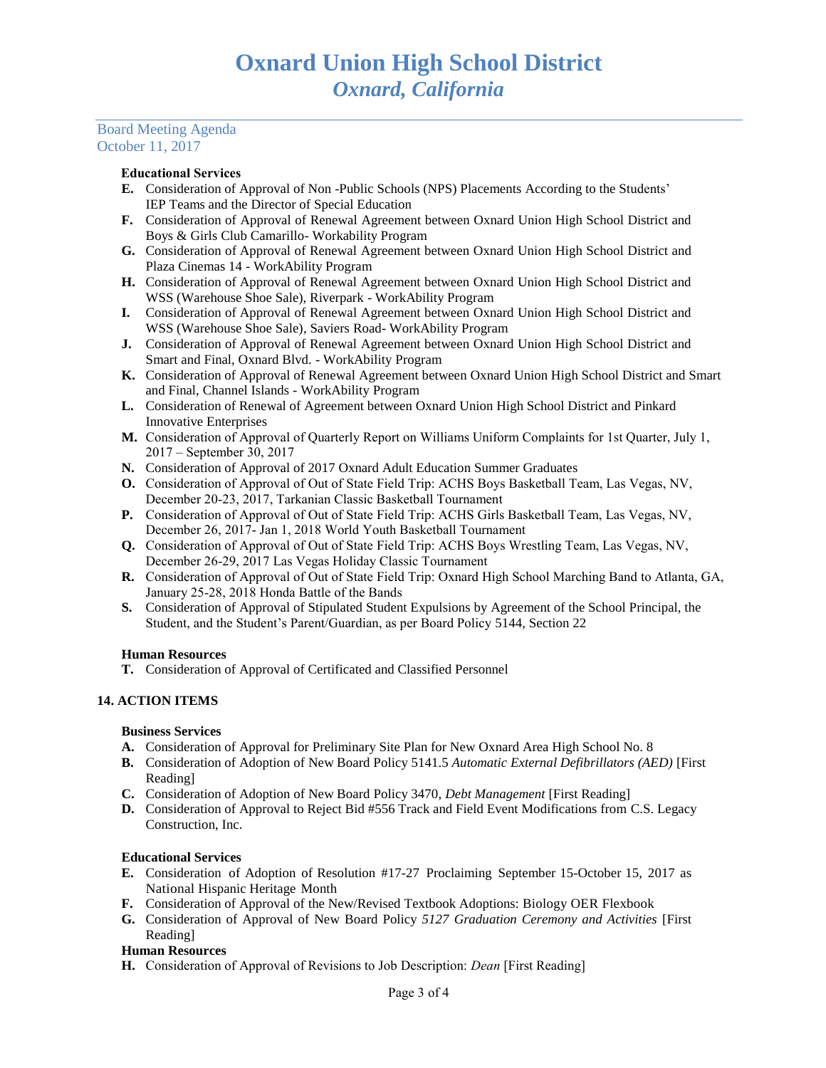# Oxnard Union High School District
## *Oxnard, California*

Board Meeting Agenda
October 11, 2017

**Educational Services**

**E.** Consideration of Approval of Non -Public Schools (NPS) Placements According to the Students' IEP Teams and the Director of Special Education

**F.** Consideration of Approval of Renewal Agreement between Oxnard Union High School District and Boys & Girls Club Camarillo- Workability Program

**G.** Consideration of Approval of Renewal Agreement between Oxnard Union High School District and Plaza Cinemas 14 - WorkAbility Program

**H.** Consideration of Approval of Renewal Agreement between Oxnard Union High School District and WSS (Warehouse Shoe Sale), Riverpark - WorkAbility Program

**I.** Consideration of Approval of Renewal Agreement between Oxnard Union High School District and WSS (Warehouse Shoe Sale), Saviers Road- WorkAbility Program

**J.** Consideration of Approval of Renewal Agreement between Oxnard Union High School District and Smart and Final, Oxnard Blvd. - WorkAbility Program

**K.** Consideration of Approval of Renewal Agreement between Oxnard Union High School District and Smart and Final, Channel Islands - WorkAbility Program

**L.** Consideration of Renewal of Agreement between Oxnard Union High School District and Pinkard Innovative Enterprises

**M.** Consideration of Approval of Quarterly Report on Williams Uniform Complaints for 1st Quarter, July 1, 2017 – September 30, 2017

**N.** Consideration of Approval of 2017 Oxnard Adult Education Summer Graduates

**O.** Consideration of Approval of Out of State Field Trip: ACHS Boys Basketball Team, Las Vegas, NV, December 20-23, 2017, Tarkanian Classic Basketball Tournament

**P.** Consideration of Approval of Out of State Field Trip: ACHS Girls Basketball Team, Las Vegas, NV, December 26, 2017- Jan 1, 2018 World Youth Basketball Tournament

**Q.** Consideration of Approval of Out of State Field Trip: ACHS Boys Wrestling Team, Las Vegas, NV, December 26-29, 2017 Las Vegas Holiday Classic Tournament

**R.** Consideration of Approval of Out of State Field Trip: Oxnard High School Marching Band to Atlanta, GA, January 25-28, 2018 Honda Battle of the Bands

**S.** Consideration of Approval of Stipulated Student Expulsions by Agreement of the School Principal, the Student, and the Student's Parent/Guardian, as per Board Policy 5144, Section 22

**Human Resources**

**T.** Consideration of Approval of Certificated and Classified Personnel

**14. ACTION ITEMS**

**Business Services**

**A.** Consideration of Approval for Preliminary Site Plan for New Oxnard Area High School No. 8

**B.** Consideration of Adoption of New Board Policy 5141.5 *Automatic External Defibrillators (AED)* [First Reading]

**C.** Consideration of Adoption of New Board Policy 3470, *Debt Management* [First Reading]

**D.** Consideration of Approval to Reject Bid #556 Track and Field Event Modifications from C.S. Legacy Construction, Inc.

**Educational Services**

**E.** Consideration of Adoption of Resolution #17-27 Proclaiming September 15-October 15, 2017 as National Hispanic Heritage Month

**F.** Consideration of Approval of the New/Revised Textbook Adoptions: Biology OER Flexbook

**G.** Consideration of Approval of New Board Policy *5127 Graduation Ceremony and Activities* [First Reading]

**Human Resources**

**H.** Consideration of Approval of Revisions to Job Description: *Dean* [First Reading]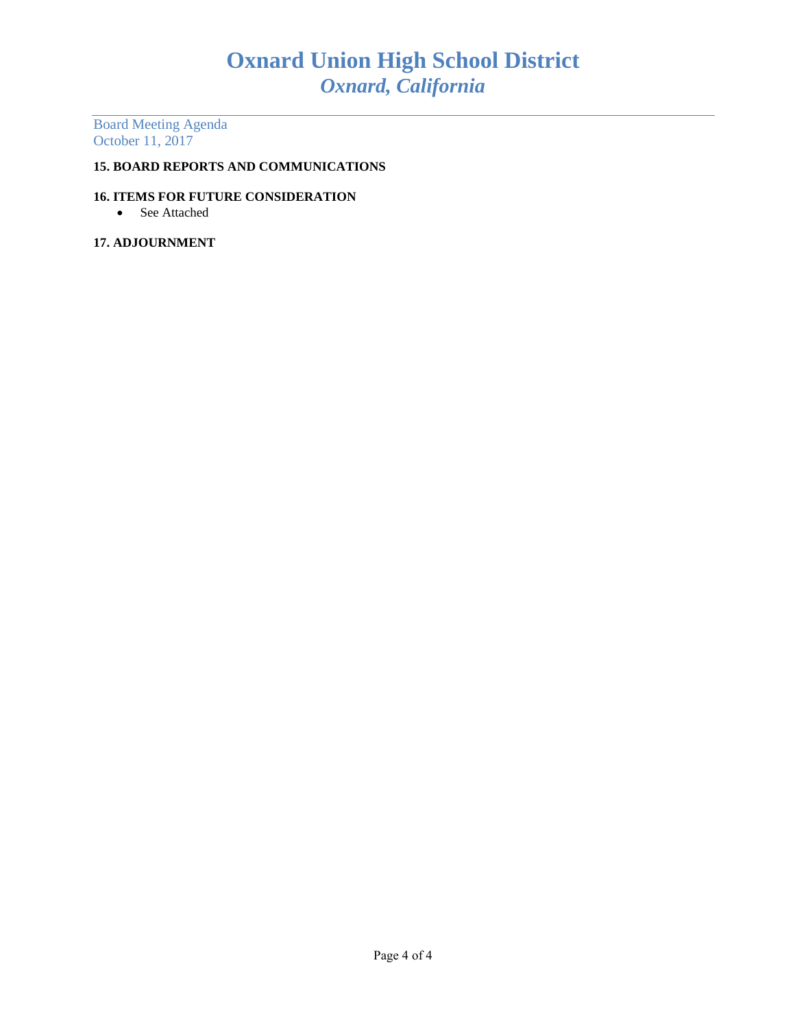Board Meeting Agenda
October 11, 2017

**15. BOARD REPORTS AND COMMUNICATIONS**

**16. ITEMS FOR FUTURE CONSIDERATION**

- See Attached

**17. ADJOURNMENT**